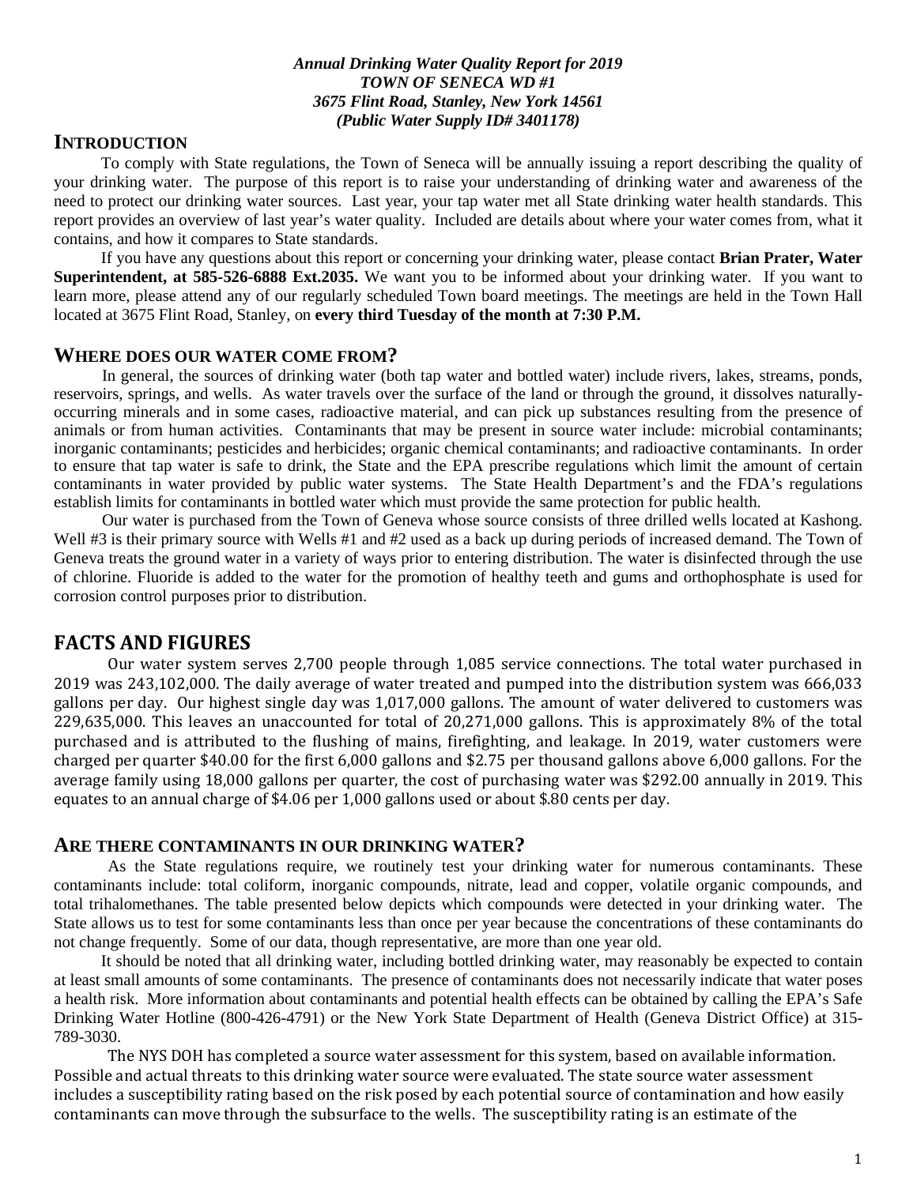***Annual Drinking Water Quality Report for 2019***
***TOWN OF SENECA WD #1***
***3675 Flint Road, Stanley, New York 14561***
***(Public Water Supply ID# 3401178)***

## INTRODUCTION

To comply with State regulations, the Town of Seneca will be annually issuing a report describing the quality of your drinking water. The purpose of this report is to raise your understanding of drinking water and awareness of the need to protect our drinking water sources. Last year, your tap water met all State drinking water health standards. This report provides an overview of last year's water quality. Included are details about where your water comes from, what it contains, and how it compares to State standards.

If you have any questions about this report or concerning your drinking water, please contact **Brian Prater, Water Superintendent, at 585-526-6888 Ext.2035.** We want you to be informed about your drinking water. If you want to learn more, please attend any of our regularly scheduled Town board meetings. The meetings are held in the Town Hall located at 3675 Flint Road, Stanley, on **every third Tuesday of the month at 7:30 P.M.**

## WHERE DOES OUR WATER COME FROM?

In general, the sources of drinking water (both tap water and bottled water) include rivers, lakes, streams, ponds, reservoirs, springs, and wells. As water travels over the surface of the land or through the ground, it dissolves naturally-occurring minerals and in some cases, radioactive material, and can pick up substances resulting from the presence of animals or from human activities. Contaminants that may be present in source water include: microbial contaminants; inorganic contaminants; pesticides and herbicides; organic chemical contaminants; and radioactive contaminants. In order to ensure that tap water is safe to drink, the State and the EPA prescribe regulations which limit the amount of certain contaminants in water provided by public water systems. The State Health Department's and the FDA's regulations establish limits for contaminants in bottled water which must provide the same protection for public health.

Our water is purchased from the Town of Geneva whose source consists of three drilled wells located at Kashong. Well #3 is their primary source with Wells #1 and #2 used as a back up during periods of increased demand. The Town of Geneva treats the ground water in a variety of ways prior to entering distribution. The water is disinfected through the use of chlorine. Fluoride is added to the water for the promotion of healthy teeth and gums and orthophosphate is used for corrosion control purposes prior to distribution.

## FACTS AND FIGURES

Our water system serves 2,700 people through 1,085 service connections. The total water purchased in 2019 was 243,102,000. The daily average of water treated and pumped into the distribution system was 666,033 gallons per day. Our highest single day was 1,017,000 gallons. The amount of water delivered to customers was 229,635,000. This leaves an unaccounted for total of 20,271,000 gallons. This is approximately 8% of the total purchased and is attributed to the flushing of mains, firefighting, and leakage. In 2019, water customers were charged per quarter $40.00 for the first 6,000 gallons and $2.75 per thousand gallons above 6,000 gallons. For the average family using 18,000 gallons per quarter, the cost of purchasing water was $292.00 annually in 2019. This equates to an annual charge of $4.06 per 1,000 gallons used or about $.80 cents per day.

## ARE THERE CONTAMINANTS IN OUR DRINKING WATER?

As the State regulations require, we routinely test your drinking water for numerous contaminants. These contaminants include: total coliform, inorganic compounds, nitrate, lead and copper, volatile organic compounds, and total trihalomethanes. The table presented below depicts which compounds were detected in your drinking water. The State allows us to test for some contaminants less than once per year because the concentrations of these contaminants do not change frequently. Some of our data, though representative, are more than one year old.

It should be noted that all drinking water, including bottled drinking water, may reasonably be expected to contain at least small amounts of some contaminants. The presence of contaminants does not necessarily indicate that water poses a health risk. More information about contaminants and potential health effects can be obtained by calling the EPA's Safe Drinking Water Hotline (800-426-4791) or the New York State Department of Health (Geneva District Office) at 315-789-3030.

The NYS DOH has completed a source water assessment for this system, based on available information. Possible and actual threats to this drinking water source were evaluated. The state source water assessment includes a susceptibility rating based on the risk posed by each potential source of contamination and how easily contaminants can move through the subsurface to the wells. The susceptibility rating is an estimate of the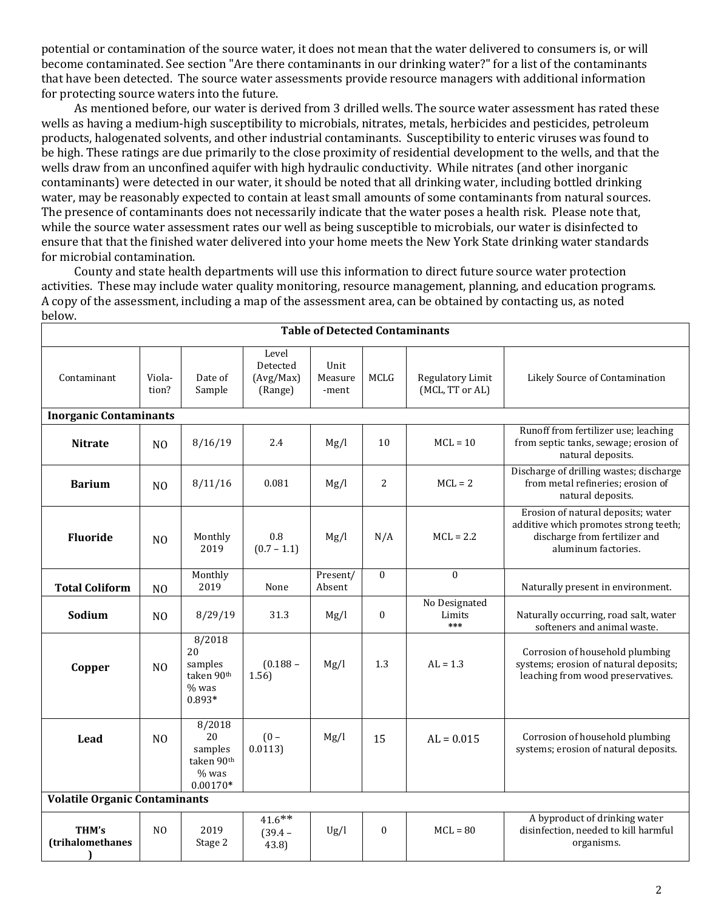potential or contamination of the source water, it does not mean that the water delivered to consumers is, or will become contaminated. See section "Are there contaminants in our drinking water?" for a list of the contaminants that have been detected. The source water assessments provide resource managers with additional information for protecting source waters into the future.

As mentioned before, our water is derived from 3 drilled wells. The source water assessment has rated these wells as having a medium-high susceptibility to microbials, nitrates, metals, herbicides and pesticides, petroleum products, halogenated solvents, and other industrial contaminants. Susceptibility to enteric viruses was found to be high. These ratings are due primarily to the close proximity of residential development to the wells, and that the wells draw from an unconfined aquifer with high hydraulic conductivity. While nitrates (and other inorganic contaminants) were detected in our water, it should be noted that all drinking water, including bottled drinking water, may be reasonably expected to contain at least small amounts of some contaminants from natural sources. The presence of contaminants does not necessarily indicate that the water poses a health risk. Please note that, while the source water assessment rates our well as being susceptible to microbials, our water is disinfected to ensure that that the finished water delivered into your home meets the New York State drinking water standards for microbial contamination.

County and state health departments will use this information to direct future source water protection activities. These may include water quality monitoring, resource management, planning, and education programs. A copy of the assessment, including a map of the assessment area, can be obtained by contacting us, as noted below.

**Table of Detected Contaminants**

| Contaminant | Viola-tion? | Date of Sample | Level Detected (Avg/Max) (Range) | Unit Measure -ment | MCLG | Regulatory Limit (MCL, TT or AL) | Likely Source of Contamination |
|---|---|---|---|---|---|---|---|
| **Inorganic Contaminants** | | | | | | | |
| **Nitrate** | NO | 8/16/19 | 2.4 | Mg/l | 10 | MCL = 10 | Runoff from fertilizer use; leaching from septic tanks, sewage; erosion of natural deposits. |
| **Barium** | NO | 8/11/16 | 0.081 | Mg/l | 2 | MCL = 2 | Discharge of drilling wastes; discharge from metal refineries; erosion of natural deposits. |
| **Fluoride** | NO | Monthly 2019 | 0.8 (0.7 – 1.1) | Mg/l | N/A | MCL = 2.2 | Erosion of natural deposits; water additive which promotes strong teeth; discharge from fertilizer and aluminum factories. |
| **Total Coliform** | NO | Monthly 2019 | None | Present/ Absent | 0 | 0 | Naturally present in environment. |
| **Sodium** | NO | 8/29/19 | 31.3 | Mg/l | 0 | No Designated Limits *** | Naturally occurring, road salt, water softeners and animal waste. |
| **Copper** | NO | 8/2018 20 samples taken 90th % was 0.893* | (0.188 – 1.56) | Mg/l | 1.3 | AL = 1.3 | Corrosion of household plumbing systems; erosion of natural deposits; leaching from wood preservatives. |
| **Lead** | NO | 8/2018 20 samples taken 90th % was 0.00170* | (0 – 0.0113) | Mg/l | 15 | AL = 0.015 | Corrosion of household plumbing systems; erosion of natural deposits. |
| **Volatile Organic Contaminants** | | | | | | | |
| **THM's (trihalomethanes)** | NO | 2019 Stage 2 | 41.6** (39.4 – 43.8) | Ug/l | 0 | MCL = 80 | A byproduct of drinking water disinfection, needed to kill harmful organisms. |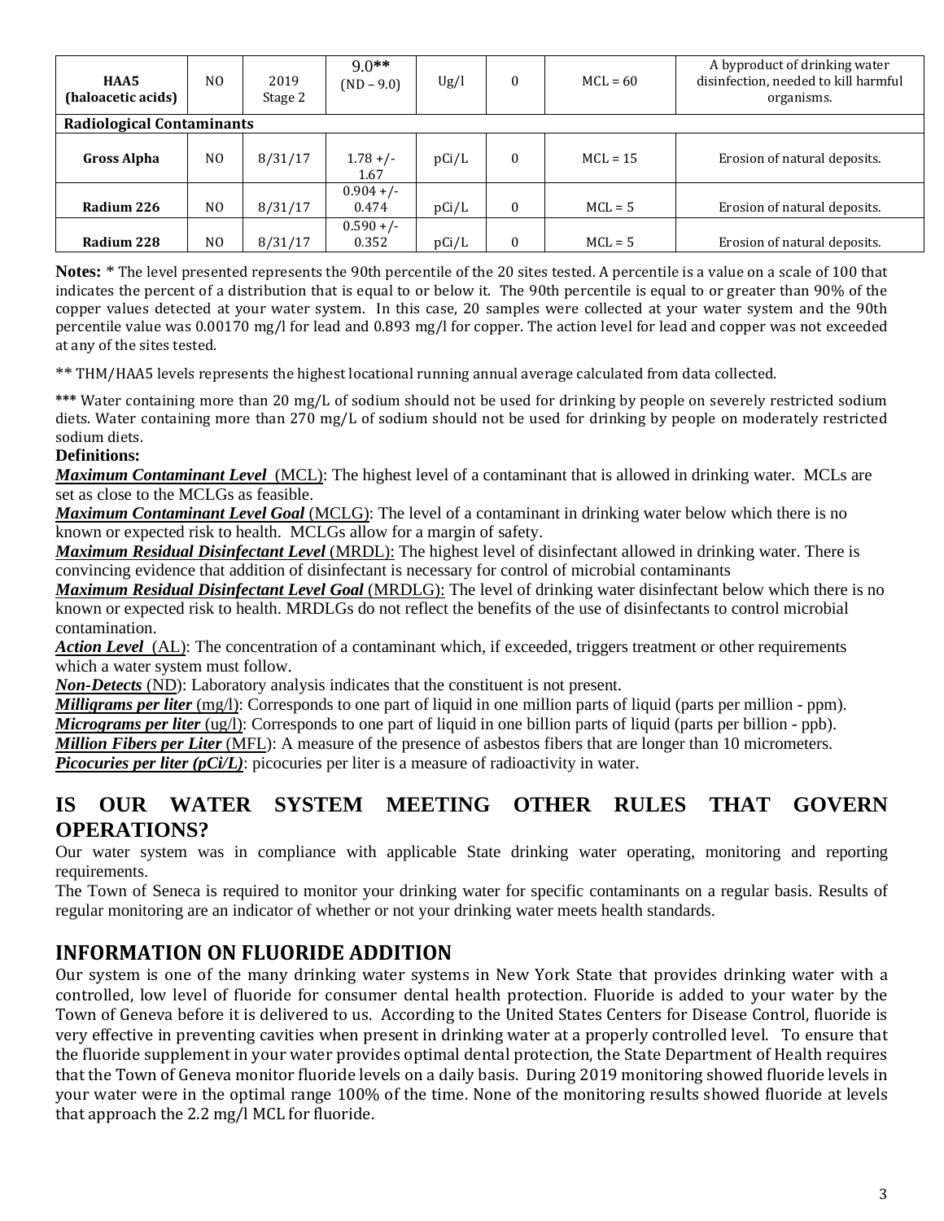| HAA5 (haloacetic acids) | NO | 2019 Stage 2 | 9.0** (ND – 9.0) | Ug/l | 0 | MCL = 60 | A byproduct of drinking water disinfection, needed to kill harmful organisms. |
|---|---|---|---|---|---|---|---|
| **Radiological Contaminants** | | | | | | | |
| **Gross Alpha** | NO | 8/31/17 | 1.78 +/- 1.67 | pCi/L | 0 | MCL = 15 | Erosion of natural deposits. |
| **Radium 226** | NO | 8/31/17 | 0.904 +/- 0.474 | pCi/L | 0 | MCL = 5 | Erosion of natural deposits. |
| **Radium 228** | NO | 8/31/17 | 0.590 +/- 0.352 | pCi/L | 0 | MCL = 5 | Erosion of natural deposits. |

**Notes:** * The level presented represents the 90th percentile of the 20 sites tested. A percentile is a value on a scale of 100 that indicates the percent of a distribution that is equal to or below it. The 90th percentile is equal to or greater than 90% of the copper values detected at your water system. In this case, 20 samples were collected at your water system and the 90th percentile value was 0.00170 mg/l for lead and 0.893 mg/l for copper. The action level for lead and copper was not exceeded at any of the sites tested.

** THM/HAA5 levels represents the highest locational running annual average calculated from data collected.

*** Water containing more than 20 mg/L of sodium should not be used for drinking by people on severely restricted sodium diets. Water containing more than 270 mg/L of sodium should not be used for drinking by people on moderately restricted sodium diets.

**Definitions:**

***Maximum Contaminant Level*** (MCL): The highest level of a contaminant that is allowed in drinking water. MCLs are set as close to the MCLGs as feasible.

***Maximum Contaminant Level Goal*** (MCLG): The level of a contaminant in drinking water below which there is no known or expected risk to health. MCLGs allow for a margin of safety.

***Maximum Residual Disinfectant Level*** (MRDL): The highest level of disinfectant allowed in drinking water. There is convincing evidence that addition of disinfectant is necessary for control of microbial contaminants

***Maximum Residual Disinfectant Level Goal*** (MRDLG): The level of drinking water disinfectant below which there is no known or expected risk to health. MRDLGs do not reflect the benefits of the use of disinfectants to control microbial contamination.

***Action Level*** (AL): The concentration of a contaminant which, if exceeded, triggers treatment or other requirements which a water system must follow.

***Non-Detects*** (ND): Laboratory analysis indicates that the constituent is not present.

***Milligrams per liter*** (mg/l): Corresponds to one part of liquid in one million parts of liquid (parts per million - ppm).

***Micrograms per liter*** (ug/l): Corresponds to one part of liquid in one billion parts of liquid (parts per billion - ppb).

***Million Fibers per Liter*** (MFL): A measure of the presence of asbestos fibers that are longer than 10 micrometers.

***Picocuries per liter (pCi/L)***: picocuries per liter is a measure of radioactivity in water.

## IS OUR WATER SYSTEM MEETING OTHER RULES THAT GOVERN OPERATIONS?

Our water system was in compliance with applicable State drinking water operating, monitoring and reporting requirements.

The Town of Seneca is required to monitor your drinking water for specific contaminants on a regular basis. Results of regular monitoring are an indicator of whether or not your drinking water meets health standards.

## INFORMATION ON FLUORIDE ADDITION

Our system is one of the many drinking water systems in New York State that provides drinking water with a controlled, low level of fluoride for consumer dental health protection. Fluoride is added to your water by the Town of Geneva before it is delivered to us. According to the United States Centers for Disease Control, fluoride is very effective in preventing cavities when present in drinking water at a properly controlled level. To ensure that the fluoride supplement in your water provides optimal dental protection, the State Department of Health requires that the Town of Geneva monitor fluoride levels on a daily basis. During 2019 monitoring showed fluoride levels in your water were in the optimal range 100% of the time. None of the monitoring results showed fluoride at levels that approach the 2.2 mg/l MCL for fluoride.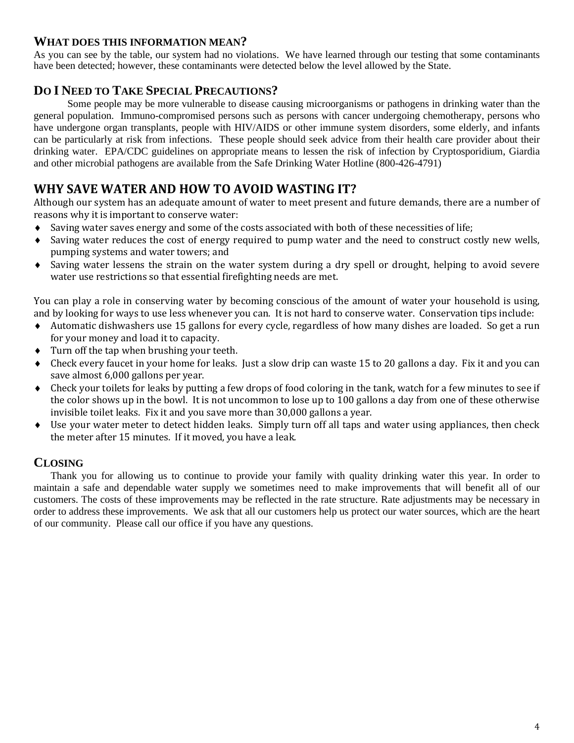## WHAT DOES THIS INFORMATION MEAN?

As you can see by the table, our system had no violations. We have learned through our testing that some contaminants have been detected; however, these contaminants were detected below the level allowed by the State.

## DO I NEED TO TAKE SPECIAL PRECAUTIONS?

Some people may be more vulnerable to disease causing microorganisms or pathogens in drinking water than the general population. Immuno-compromised persons such as persons with cancer undergoing chemotherapy, persons who have undergone organ transplants, people with HIV/AIDS or other immune system disorders, some elderly, and infants can be particularly at risk from infections. These people should seek advice from their health care provider about their drinking water. EPA/CDC guidelines on appropriate means to lessen the risk of infection by Cryptosporidium, Giardia and other microbial pathogens are available from the Safe Drinking Water Hotline (800-426-4791)

## WHY SAVE WATER AND HOW TO AVOID WASTING IT?

Although our system has an adequate amount of water to meet present and future demands, there are a number of reasons why it is important to conserve water:

- Saving water saves energy and some of the costs associated with both of these necessities of life;
- Saving water reduces the cost of energy required to pump water and the need to construct costly new wells, pumping systems and water towers; and
- Saving water lessens the strain on the water system during a dry spell or drought, helping to avoid severe water use restrictions so that essential firefighting needs are met.

You can play a role in conserving water by becoming conscious of the amount of water your household is using, and by looking for ways to use less whenever you can. It is not hard to conserve water. Conservation tips include:

- Automatic dishwashers use 15 gallons for every cycle, regardless of how many dishes are loaded. So get a run for your money and load it to capacity.
- Turn off the tap when brushing your teeth.
- Check every faucet in your home for leaks. Just a slow drip can waste 15 to 20 gallons a day. Fix it and you can save almost 6,000 gallons per year.
- Check your toilets for leaks by putting a few drops of food coloring in the tank, watch for a few minutes to see if the color shows up in the bowl. It is not uncommon to lose up to 100 gallons a day from one of these otherwise invisible toilet leaks. Fix it and you save more than 30,000 gallons a year.
- Use your water meter to detect hidden leaks. Simply turn off all taps and water using appliances, then check the meter after 15 minutes. If it moved, you have a leak.

## CLOSING

Thank you for allowing us to continue to provide your family with quality drinking water this year. In order to maintain a safe and dependable water supply we sometimes need to make improvements that will benefit all of our customers. The costs of these improvements may be reflected in the rate structure. Rate adjustments may be necessary in order to address these improvements. We ask that all our customers help us protect our water sources, which are the heart of our community. Please call our office if you have any questions.